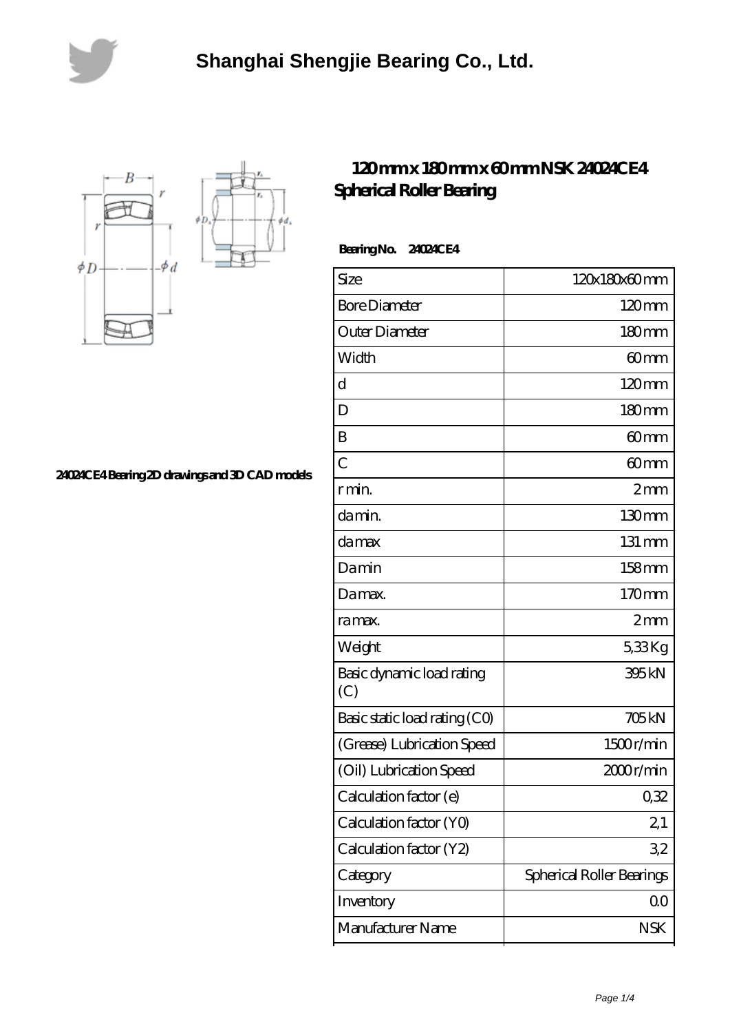# Shanghai Shengjie Bearing Co., Ltd.

24024CE4 Bearing 2D drawings and 3D CAD models

## 120 mm x 180 mm x 60 mm NSK 24024CE4 Spherical Roller Bearing

**Bearing No. 24024CE4**

| Size | 120x180x60 mm |
|---|---|
| Bore Diameter | 120 mm |
| Outer Diameter | 180 mm |
| Width | 60 mm |
| d | 120 mm |
| D | 180 mm |
| B | 60 mm |
| C | 60 mm |
| r min. | 2 mm |
| da min. | 130 mm |
| da max | 131 mm |
| Da min | 158 mm |
| Da max. | 170 mm |
| ra max. | 2 mm |
| Weight | 5,33 Kg |
| Basic dynamic load rating (C) | 395 kN |
| Basic static load rating (C0) | 705 kN |
| (Grease) Lubrication Speed | 1500 r/min |
| (Oil) Lubrication Speed | 2000 r/min |
| Calculation factor (e) | 0,32 |
| Calculation factor (Y0) | 2,1 |
| Calculation factor (Y2) | 3,2 |
| Category | Spherical Roller Bearings |
| Inventory | 0.0 |
| Manufacturer Name | NSK |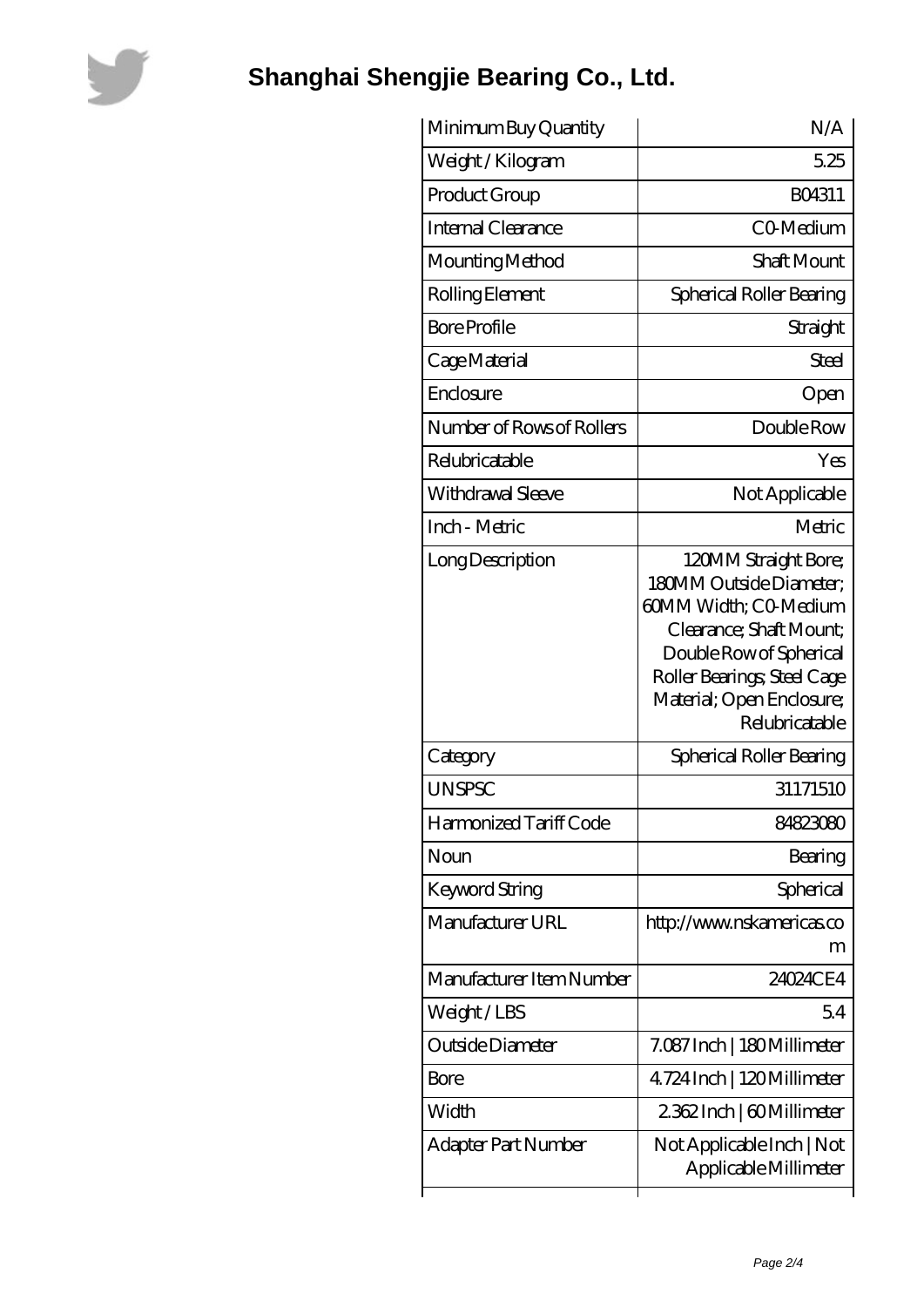# Shanghai Shengjie Bearing Co., Ltd.

| | |
|---|---|
| Minimum Buy Quantity | N/A |
| Weight / Kilogram | 5.25 |
| Product Group | B04311 |
| Internal Clearance | C0-Medium |
| Mounting Method | Shaft Mount |
| Rolling Element | Spherical Roller Bearing |
| Bore Profile | Straight |
| Cage Material | Steel |
| Enclosure | Open |
| Number of Rows of Rollers | Double Row |
| Relubricatable | Yes |
| Withdrawal Sleeve | Not Applicable |
| Inch - Metric | Metric |
| Long Description | 120MM Straight Bore; 180MM Outside Diameter; 60MM Width; C0-Medium Clearance; Shaft Mount; Double Row of Spherical Roller Bearings; Steel Cage Material; Open Enclosure; Relubricatable |
| Category | Spherical Roller Bearing |
| UNSPSC | 31171510 |
| Harmonized Tariff Code | 84823080 |
| Noun | Bearing |
| Keyword String | Spherical |
| Manufacturer URL | http://www.nskamericas.com |
| Manufacturer Item Number | 24024CE4 |
| Weight / LBS | 5.4 |
| Outside Diameter | 7.087 Inch \| 180 Millimeter |
| Bore | 4.724 Inch \| 120 Millimeter |
| Width | 2.362 Inch \| 60 Millimeter |
| Adapter Part Number | Not Applicable Inch \| Not Applicable Millimeter |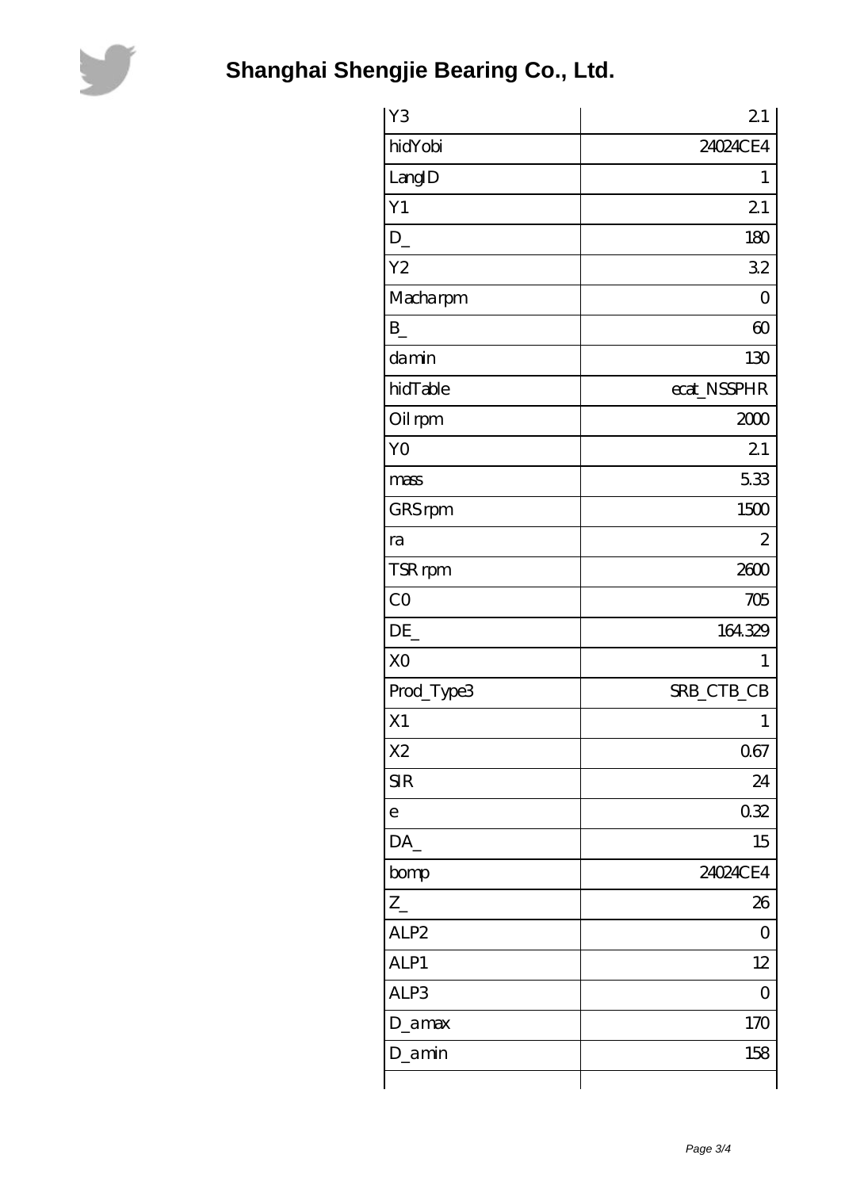| Y3 | 2.1 |
| --- | --- |
| hidYobi | 24024CE4 |
| LangID | 1 |
| Y1 | 2.1 |
| D_ | 180 |
| Y2 | 3.2 |
| Macharpm | 0 |
| B_ | 60 |
| damin | 130 |
| hidTable | ecat_NSSPHR |
| Oil rpm | 2000 |
| Y0 | 2.1 |
| mass | 5.33 |
| GRS rpm | 1500 |
| ra | 2 |
| TSR rpm | 2600 |
| C0 | 705 |
| DE_ | 164.329 |
| X0 | 1 |
| Prod_Type3 | SRB_CTB_CB |
| X1 | 1 |
| X2 | 0.67 |
| SIR | 24 |
| e | 0.32 |
| DA_ | 15 |
| bomp | 24024CE4 |
| Z_ | 26 |
| ALP2 | 0 |
| ALP1 | 12 |
| ALP3 | 0 |
| D_amax | 170 |
| D_amin | 158 |
| | |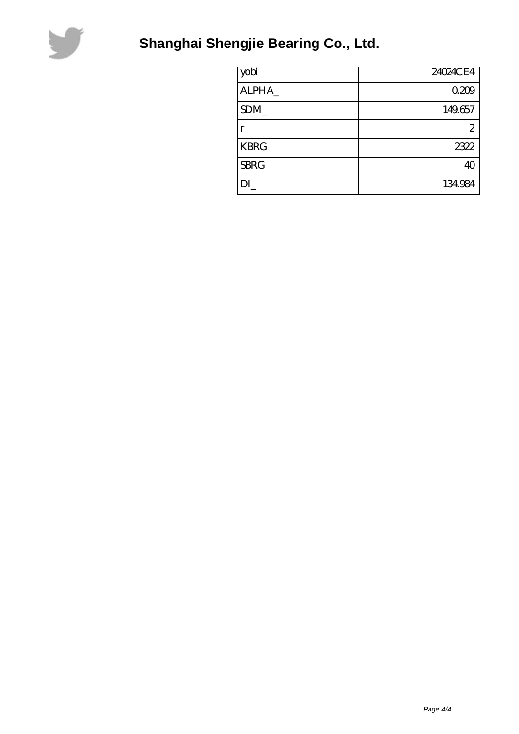| | |
|---|---|
| yobi | 24024CE4 |
| ALPHA_ | 0.209 |
| SDM_ | 149.657 |
| r | 2 |
| KBRG | 2322 |
| SBRG | 40 |
| DI_ | 134.984 |